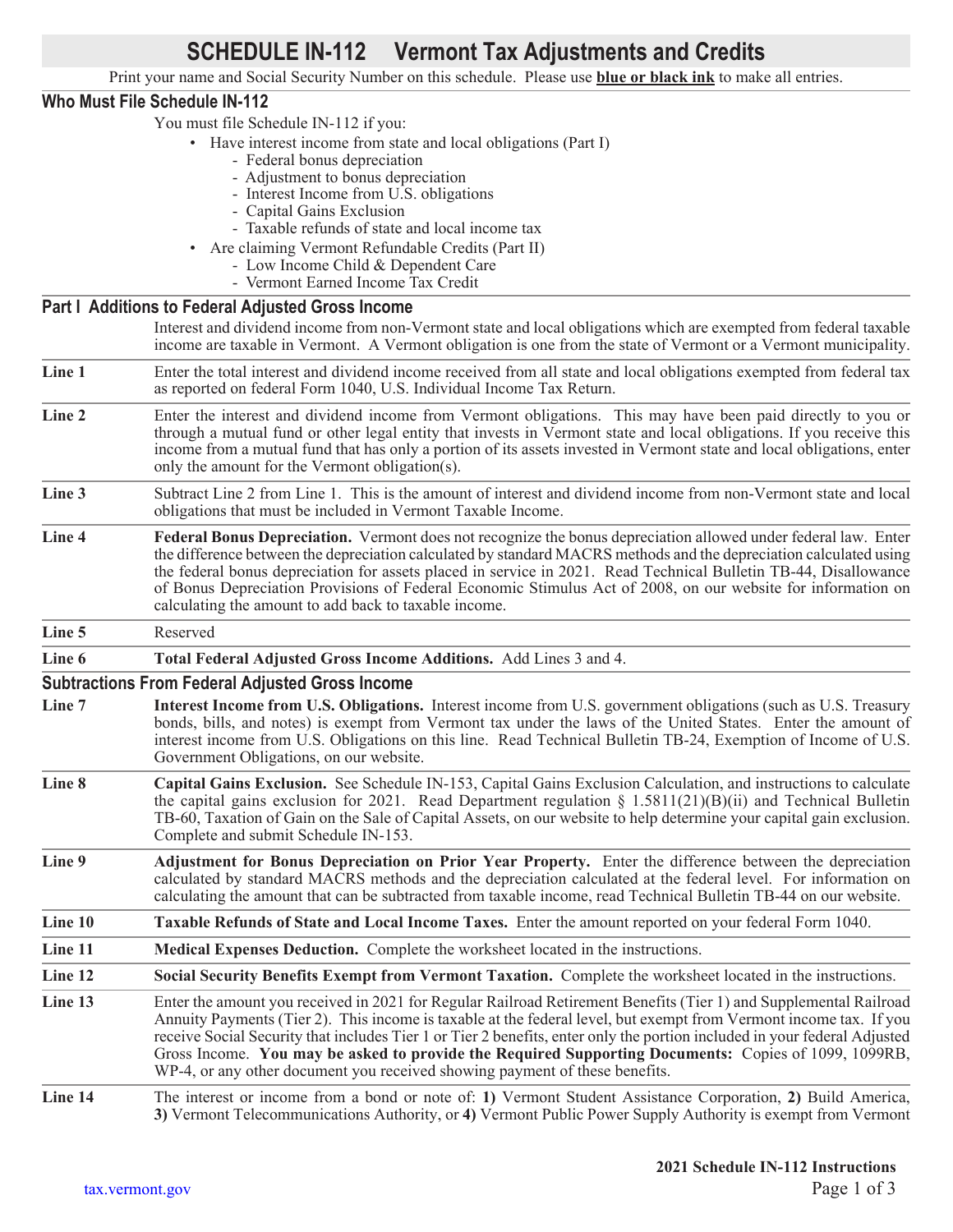# SCHEDULE IN-112 Vermont Tax Adjustments and Credits

Print your name and Social Security Number on this schedule. Please use **blue or black ink** to make all entries.

## Who Must File Schedule IN-112

You must file Schedule IN-112 if you:

- Have interest income from state and local obligations (Part I)
  - Federal bonus depreciation
  - Adjustment to bonus depreciation
  - Interest Income from U.S. obligations
  - Capital Gains Exclusion
  - Taxable refunds of state and local income tax
- Are claiming Vermont Refundable Credits (Part II)
  - Low Income Child & Dependent Care
  - Vermont Earned Income Tax Credit

## Part I Additions to Federal Adjusted Gross Income

Interest and dividend income from non-Vermont state and local obligations which are exempted from federal taxable income are taxable in Vermont. A Vermont obligation is one from the state of Vermont or a Vermont municipality.

**Line 1** Enter the total interest and dividend income received from all state and local obligations exempted from federal tax as reported on federal Form 1040, U.S. Individual Income Tax Return.

**Line 2** Enter the interest and dividend income from Vermont obligations. This may have been paid directly to you or through a mutual fund or other legal entity that invests in Vermont state and local obligations. If you receive this income from a mutual fund that has only a portion of its assets invested in Vermont state and local obligations, enter only the amount for the Vermont obligation(s).

**Line 3** Subtract Line 2 from Line 1. This is the amount of interest and dividend income from non-Vermont state and local obligations that must be included in Vermont Taxable Income.

**Line 4** **Federal Bonus Depreciation.** Vermont does not recognize the bonus depreciation allowed under federal law. Enter the difference between the depreciation calculated by standard MACRS methods and the depreciation calculated using the federal bonus depreciation for assets placed in service in 2021. Read Technical Bulletin TB-44, Disallowance of Bonus Depreciation Provisions of Federal Economic Stimulus Act of 2008, on our website for information on calculating the amount to add back to taxable income.

**Line 5** Reserved

**Line 6** **Total Federal Adjusted Gross Income Additions.** Add Lines 3 and 4.

## Subtractions From Federal Adjusted Gross Income

**Line 7** **Interest Income from U.S. Obligations.** Interest income from U.S. government obligations (such as U.S. Treasury bonds, bills, and notes) is exempt from Vermont tax under the laws of the United States. Enter the amount of interest income from U.S. Obligations on this line. Read Technical Bulletin TB-24, Exemption of Income of U.S. Government Obligations, on our website.

**Line 8** **Capital Gains Exclusion.** See Schedule IN-153, Capital Gains Exclusion Calculation, and instructions to calculate the capital gains exclusion for 2021. Read Department regulation § 1.5811(21)(B)(ii) and Technical Bulletin TB-60, Taxation of Gain on the Sale of Capital Assets, on our website to help determine your capital gain exclusion. Complete and submit Schedule IN-153.

**Line 9** **Adjustment for Bonus Depreciation on Prior Year Property.** Enter the difference between the depreciation calculated by standard MACRS methods and the depreciation calculated at the federal level. For information on calculating the amount that can be subtracted from taxable income, read Technical Bulletin TB-44 on our website.

**Line 10** **Taxable Refunds of State and Local Income Taxes.** Enter the amount reported on your federal Form 1040.

**Line 11** **Medical Expenses Deduction.** Complete the worksheet located in the instructions.

**Line 12** **Social Security Benefits Exempt from Vermont Taxation.** Complete the worksheet located in the instructions.

**Line 13** Enter the amount you received in 2021 for Regular Railroad Retirement Benefits (Tier 1) and Supplemental Railroad Annuity Payments (Tier 2). This income is taxable at the federal level, but exempt from Vermont income tax. If you receive Social Security that includes Tier 1 or Tier 2 benefits, enter only the portion included in your federal Adjusted Gross Income. **You may be asked to provide the Required Supporting Documents:** Copies of 1099, 1099RB, WP-4, or any other document you received showing payment of these benefits.

**Line 14** The interest or income from a bond or note of: **1)** Vermont Student Assistance Corporation, **2)** Build America, **3)** Vermont Telecommunications Authority, or **4)** Vermont Public Power Supply Authority is exempt from Vermont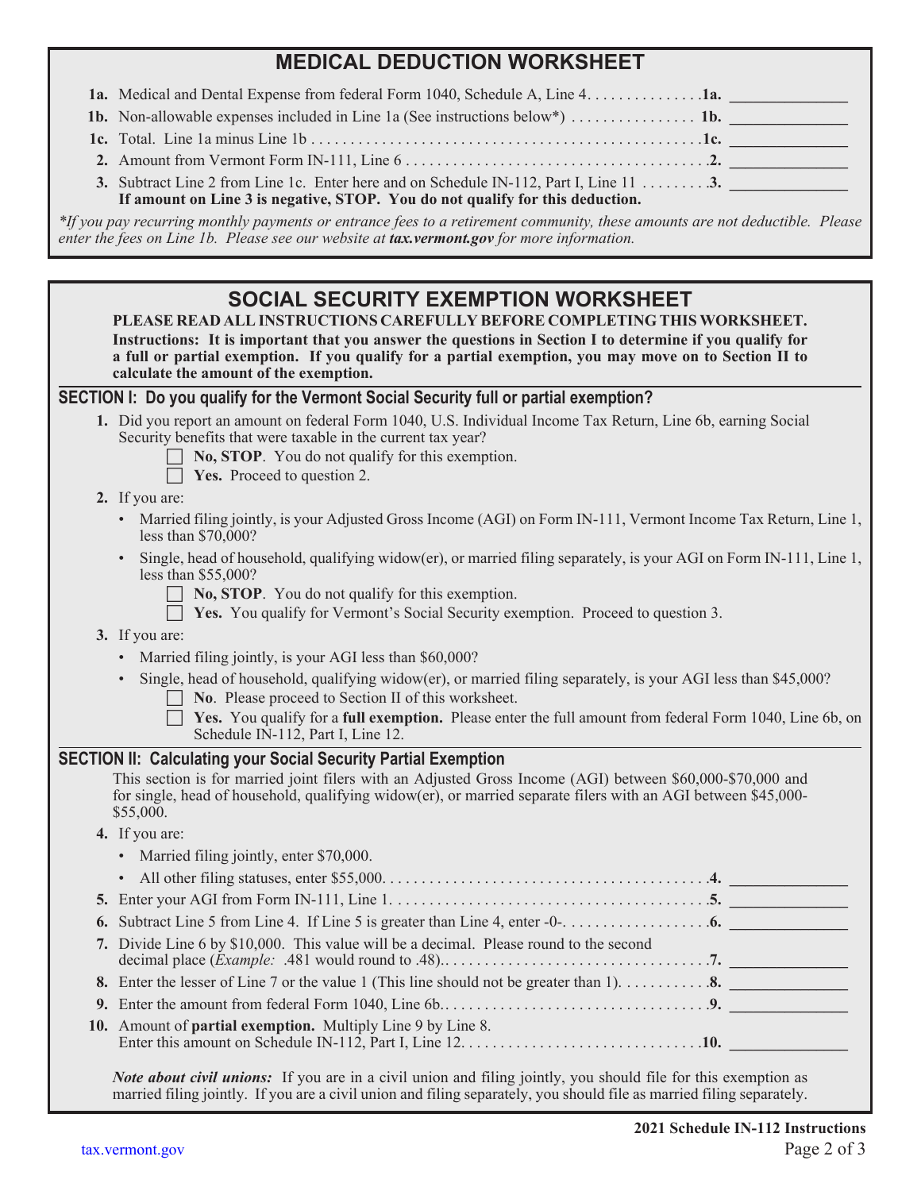## MEDICAL DEDUCTION WORKSHEET

**1a.** Medical and Dental Expense from federal Form 1040, Schedule A, Line 4. . . . . . . . . . . . . . . **1a.** _______________

**1b.** Non-allowable expenses included in Line 1a (See instructions below*) . . . . . . . . . . . . . . . . **1b.** _______________

**1c.** Total. Line 1a minus Line 1b . . . . . . . . . . . . . . . . . . . . . . . . . . . . . . . . . . . . . . . . . . . . . . . . . **1c.** _______________

**2.** Amount from Vermont Form IN-111, Line 6 . . . . . . . . . . . . . . . . . . . . . . . . . . . . . . . . . . . . . . **2.** _______________

**3.** Subtract Line 2 from Line 1c. Enter here and on Schedule IN-112, Part I, Line 11 . . . . . . . . . **3.** _______________
**If amount on Line 3 is negative, STOP. You do not qualify for this deduction.**

*\*If you pay recurring monthly payments or entrance fees to a retirement community, these amounts are not deductible. Please enter the fees on Line 1b. Please see our website at **tax.vermont.gov** for more information.*

## SOCIAL SECURITY EXEMPTION WORKSHEET

**PLEASE READ ALL INSTRUCTIONS CAREFULLY BEFORE COMPLETING THIS WORKSHEET.**

**Instructions: It is important that you answer the questions in Section I to determine if you qualify for a full or partial exemption. If you qualify for a partial exemption, you may move on to Section II to calculate the amount of the exemption.**

### SECTION I: Do you qualify for the Vermont Social Security full or partial exemption?

**1.** Did you report an amount on federal Form 1040, U.S. Individual Income Tax Return, Line 6b, earning Social Security benefits that were taxable in the current tax year?

- ☐ **No, STOP**. You do not qualify for this exemption.
- ☐ **Yes.** Proceed to question 2.

**2.** If you are:

- Married filing jointly, is your Adjusted Gross Income (AGI) on Form IN-111, Vermont Income Tax Return, Line 1, less than $70,000?
- Single, head of household, qualifying widow(er), or married filing separately, is your AGI on Form IN-111, Line 1, less than $55,000?
  - ☐ **No, STOP**. You do not qualify for this exemption.
  - ☐ **Yes.** You qualify for Vermont's Social Security exemption. Proceed to question 3.

**3.** If you are:

- Married filing jointly, is your AGI less than $60,000?
- Single, head of household, qualifying widow(er), or married filing separately, is your AGI less than $45,000?
  - ☐ **No**. Please proceed to Section II of this worksheet.
  - ☐ **Yes.** You qualify for a **full exemption.** Please enter the full amount from federal Form 1040, Line 6b, on Schedule IN-112, Part I, Line 12.

### SECTION II: Calculating your Social Security Partial Exemption

This section is for married joint filers with an Adjusted Gross Income (AGI) between $60,000-$70,000 and for single, head of household, qualifying widow(er), or married separate filers with an AGI between $45,000-$55,000.

**4.** If you are:

- Married filing jointly, enter $70,000.
- All other filing statuses, enter $55,000. . . . . . . . . . . . . . . . . . . . . . . . . . . . . . . . . . . . . . . . . **4.** _______________

**5.** Enter your AGI from Form IN-111, Line 1. . . . . . . . . . . . . . . . . . . . . . . . . . . . . . . . . . . . . . . . **5.** _______________

**6.** Subtract Line 5 from Line 4. If Line 5 is greater than Line 4, enter -0-. . . . . . . . . . . . . . . . . . . **6.** _______________

**7.** Divide Line 6 by $10,000. This value will be a decimal. Please round to the second decimal place (*Example:* .481 would round to .48). . . . . . . . . . . . . . . . . . . . . . . . . . . . . . . . . . **7.** _______________

**8.** Enter the lesser of Line 7 or the value 1 (This line should not be greater than 1). . . . . . . . . . . **8.** _______________

**9.** Enter the amount from federal Form 1040, Line 6b. . . . . . . . . . . . . . . . . . . . . . . . . . . . . . . . . . **9.** _______________

**10.** Amount of **partial exemption.** Multiply Line 9 by Line 8.
Enter this amount on Schedule IN-112, Part I, Line 12. . . . . . . . . . . . . . . . . . . . . . . . . . . . . . . **10.** _______________

***Note about civil unions:*** If you are in a civil union and filing jointly, you should file for this exemption as married filing jointly. If you are a civil union and filing separately, you should file as married filing separately.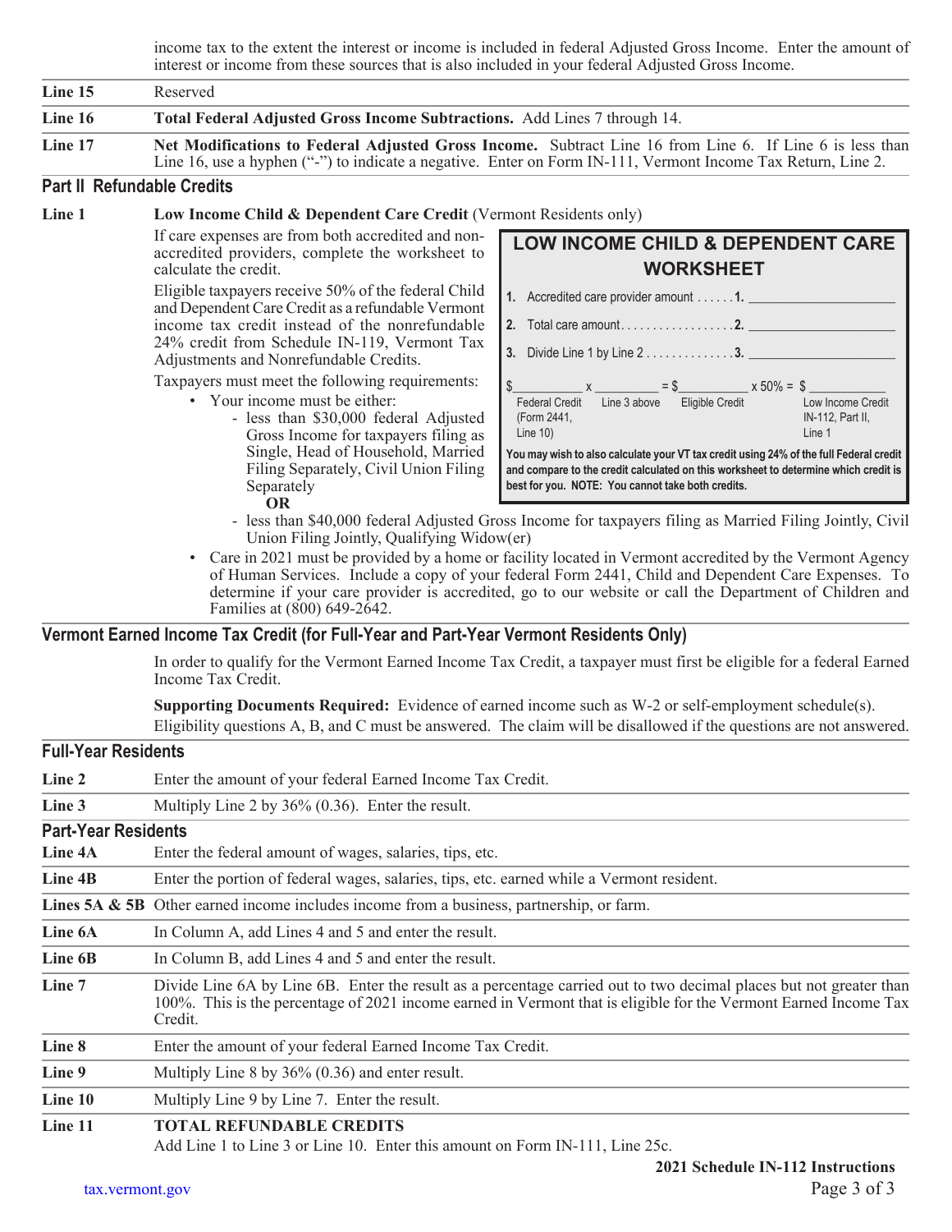income tax to the extent the interest or income is included in federal Adjusted Gross Income. Enter the amount of interest or income from these sources that is also included in your federal Adjusted Gross Income.

**Line 15** Reserved

**Line 16** **Total Federal Adjusted Gross Income Subtractions.** Add Lines 7 through 14.

**Line 17** **Net Modifications to Federal Adjusted Gross Income.** Subtract Line 16 from Line 6. If Line 6 is less than Line 16, use a hyphen ("-") to indicate a negative. Enter on Form IN-111, Vermont Income Tax Return, Line 2.

## Part II Refundable Credits

**Line 1** **Low Income Child & Dependent Care Credit** (Vermont Residents only)

If care expenses are from both accredited and non-accredited providers, complete the worksheet to calculate the credit.

Eligible taxpayers receive 50% of the federal Child and Dependent Care Credit as a refundable Vermont income tax credit instead of the nonrefundable 24% credit from Schedule IN-119, Vermont Tax Adjustments and Nonrefundable Credits.

Taxpayers must meet the following requirements:

- Your income must be either:
  - less than $30,000 federal Adjusted Gross Income for taxpayers filing as Single, Head of Household, Married Filing Separately, Civil Union Filing Separately

    **OR**
  - less than $40,000 federal Adjusted Gross Income for taxpayers filing as Married Filing Jointly, Civil Union Filing Jointly, Qualifying Widow(er)
- Care in 2021 must be provided by a home or facility located in Vermont accredited by the Vermont Agency of Human Services. Include a copy of your federal Form 2441, Child and Dependent Care Expenses. To determine if your care provider is accredited, go to our website or call the Department of Children and Families at (800) 649-2642.

### LOW INCOME CHILD & DEPENDENT CARE WORKSHEET

1. Accredited care provider amount . . . . . . **1.** ____________________
2. Total care amount. . . . . . . . . . . . . . . . . . **2.** ____________________
3. Divide Line 1 by Line 2 . . . . . . . . . . . . . . **3.** ____________________

$__________ x _________ = $__________ x 50% = $ ___________

Federal Credit (Form 2441, Line 10) | Line 3 above | Eligible Credit | Low Income Credit IN-112, Part II, Line 1

**You may wish to also calculate your VT tax credit using 24% of the full Federal credit and compare to the credit calculated on this worksheet to determine which credit is best for you. NOTE: You cannot take both credits.**

## Vermont Earned Income Tax Credit (for Full-Year and Part-Year Vermont Residents Only)

In order to qualify for the Vermont Earned Income Tax Credit, a taxpayer must first be eligible for a federal Earned Income Tax Credit.

**Supporting Documents Required:** Evidence of earned income such as W-2 or self-employment schedule(s). Eligibility questions A, B, and C must be answered. The claim will be disallowed if the questions are not answered.

### Full-Year Residents

**Line 2** Enter the amount of your federal Earned Income Tax Credit.

**Line 3** Multiply Line 2 by 36% (0.36). Enter the result.

### Part-Year Residents

**Line 4A** Enter the federal amount of wages, salaries, tips, etc.

**Line 4B** Enter the portion of federal wages, salaries, tips, etc. earned while a Vermont resident.

**Lines 5A & 5B** Other earned income includes income from a business, partnership, or farm.

**Line 6A** In Column A, add Lines 4 and 5 and enter the result.

**Line 6B** In Column B, add Lines 4 and 5 and enter the result.

**Line 7** Divide Line 6A by Line 6B. Enter the result as a percentage carried out to two decimal places but not greater than 100%. This is the percentage of 2021 income earned in Vermont that is eligible for the Vermont Earned Income Tax Credit.

**Line 8** Enter the amount of your federal Earned Income Tax Credit.

**Line 9** Multiply Line 8 by 36% (0.36) and enter result.

**Line 10** Multiply Line 9 by Line 7. Enter the result.

**Line 11** **TOTAL REFUNDABLE CREDITS**

Add Line 1 to Line 3 or Line 10. Enter this amount on Form IN-111, Line 25c.